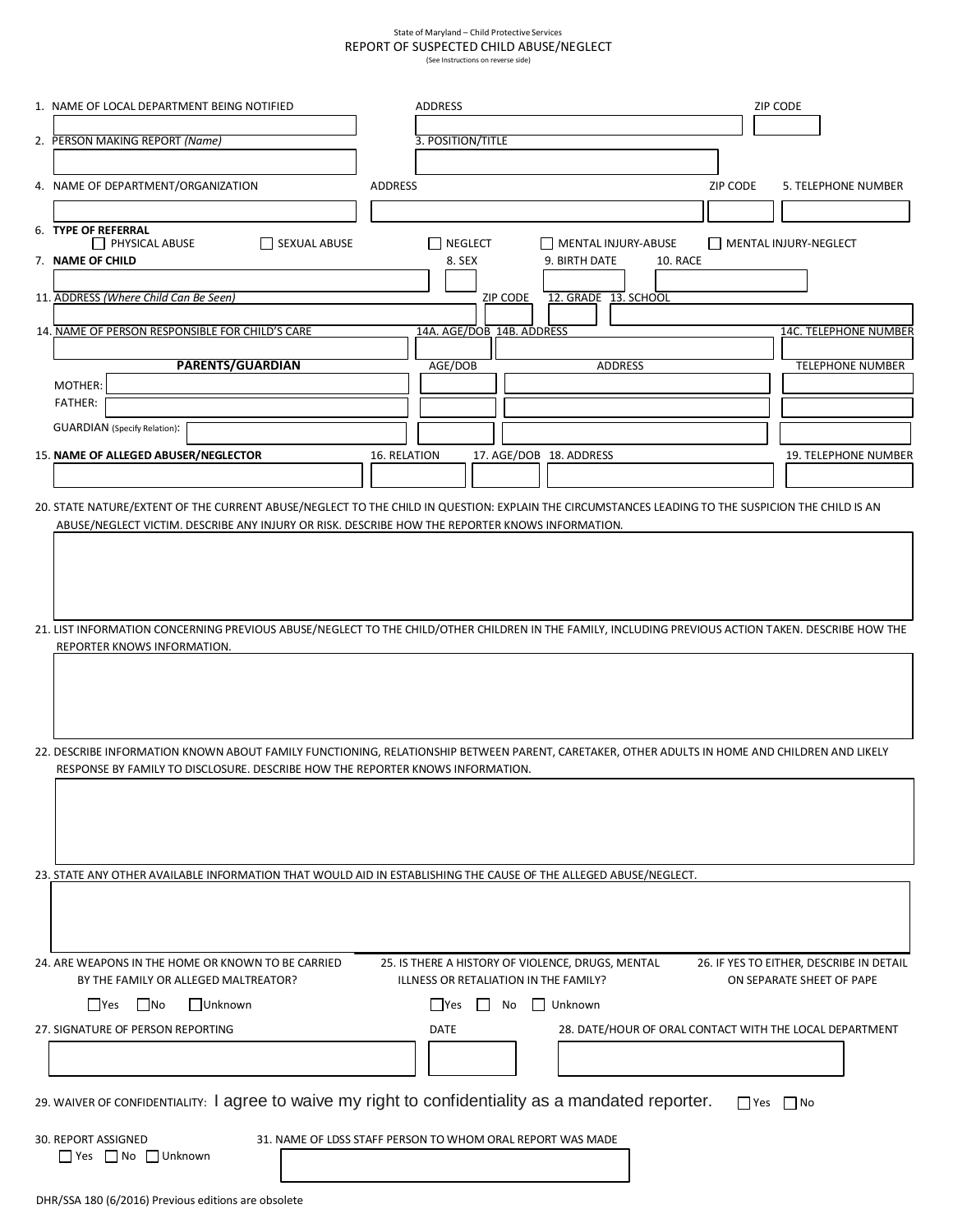State of Maryland – Child Protective Services

# REPORT OF SUSPECTED CHILD ABUSE/NEGLECT

(See Instructions on reverse side)

1. NAME OF LOCAL DEPARTMENT BEING NOTIFIED    ADDRESS    ZIP CODE

2. PERSON MAKING REPORT *(Name)*    3. POSITION/TITLE

4. NAME OF DEPARTMENT/ORGANIZATION    ADDRESS    ZIP CODE    5. TELEPHONE NUMBER

6. **TYPE OF REFERRAL**
   ☐ PHYSICAL ABUSE    ☐ SEXUAL ABUSE    ☐ NEGLECT    ☐ MENTAL INJURY-ABUSE    ☐ MENTAL INJURY-NEGLECT

7. **NAME OF CHILD**    8. SEX    9. BIRTH DATE    10. RACE

11. ADDRESS *(Where Child Can Be Seen)*    ZIP CODE    12. GRADE    13. SCHOOL

14. NAME OF PERSON RESPONSIBLE FOR CHILD'S CARE    14A. AGE/DOB    14B. ADDRESS    14C. TELEPHONE NUMBER

| **PARENTS/GUARDIAN** | AGE/DOB | ADDRESS | TELEPHONE NUMBER |
|---|---|---|---|
| MOTHER: | | | |
| FATHER: | | | |
| GUARDIAN (Specify Relation): | | | |

15. **NAME OF ALLEGED ABUSER/NEGLECTOR**    16. RELATION    17. AGE/DOB    18. ADDRESS    19. TELEPHONE NUMBER

20. STATE NATURE/EXTENT OF THE CURRENT ABUSE/NEGLECT TO THE CHILD IN QUESTION: EXPLAIN THE CIRCUMSTANCES LEADING TO THE SUSPICION THE CHILD IS AN ABUSE/NEGLECT VICTIM. DESCRIBE ANY INJURY OR RISK. DESCRIBE HOW THE REPORTER KNOWS INFORMATION.

21. LIST INFORMATION CONCERNING PREVIOUS ABUSE/NEGLECT TO THE CHILD/OTHER CHILDREN IN THE FAMILY, INCLUDING PREVIOUS ACTION TAKEN. DESCRIBE HOW THE REPORTER KNOWS INFORMATION.

22. DESCRIBE INFORMATION KNOWN ABOUT FAMILY FUNCTIONING, RELATIONSHIP BETWEEN PARENT, CARETAKER, OTHER ADULTS IN HOME AND CHILDREN AND LIKELY RESPONSE BY FAMILY TO DISCLOSURE. DESCRIBE HOW THE REPORTER KNOWS INFORMATION.

23. STATE ANY OTHER AVAILABLE INFORMATION THAT WOULD AID IN ESTABLISHING THE CAUSE OF THE ALLEGED ABUSE/NEGLECT.

24. ARE WEAPONS IN THE HOME OR KNOWN TO BE CARRIED BY THE FAMILY OR ALLEGED MALTREATOR?
   ☐ Yes ☐ No ☐ Unknown

25. IS THERE A HISTORY OF VIOLENCE, DRUGS, MENTAL ILLNESS OR RETALIATION IN THE FAMILY?
   ☐ Yes ☐ No ☐ Unknown

26. IF YES TO EITHER, DESCRIBE IN DETAIL ON SEPARATE SHEET OF PAPE

27. SIGNATURE OF PERSON REPORTING    DATE    28. DATE/HOUR OF ORAL CONTACT WITH THE LOCAL DEPARTMENT

29. WAIVER OF CONFIDENTIALITY: I agree to waive my right to confidentiality as a mandated reporter. ☐ Yes ☐ No

30. REPORT ASSIGNED
   ☐ Yes ☐ No ☐ Unknown

31. NAME OF LDSS STAFF PERSON TO WHOM ORAL REPORT WAS MADE

DHR/SSA 180 (6/2016) Previous editions are obsolete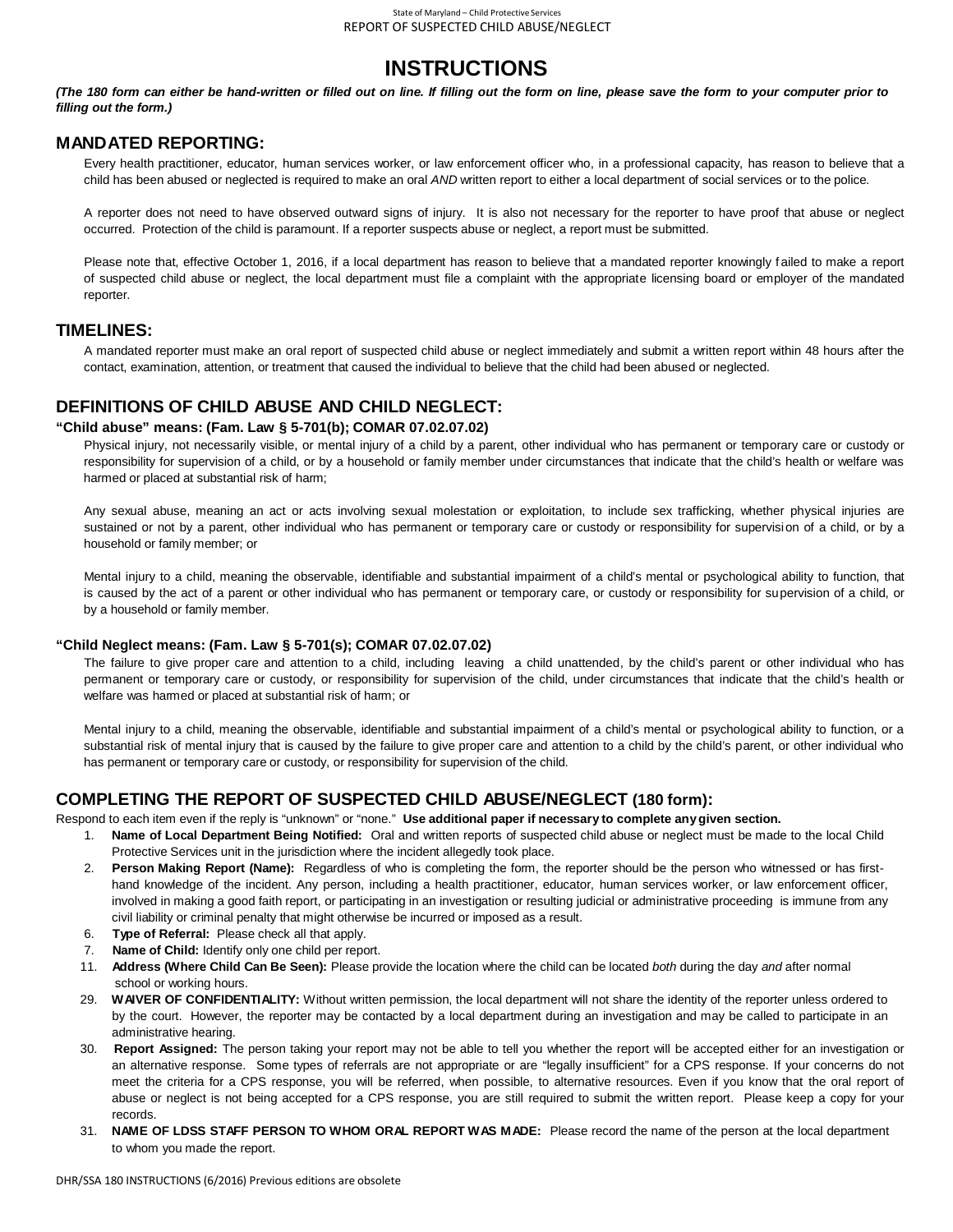# INSTRUCTIONS

***(The 180 form can either be hand-written or filled out on line. If filling out the form on line, please save the form to your computer prior to filling out the form.)***

## MANDATED REPORTING:

Every health practitioner, educator, human services worker, or law enforcement officer who, in a professional capacity, has reason to believe that a child has been abused or neglected is required to make an oral *AND* written report to either a local department of social services or to the police.

A reporter does not need to have observed outward signs of injury. It is also not necessary for the reporter to have proof that abuse or neglect occurred. Protection of the child is paramount. If a reporter suspects abuse or neglect, a report must be submitted.

Please note that, effective October 1, 2016, if a local department has reason to believe that a mandated reporter knowingly failed to make a report of suspected child abuse or neglect, the local department must file a complaint with the appropriate licensing board or employer of the mandated reporter.

## TIMELINES:

A mandated reporter must make an oral report of suspected child abuse or neglect immediately and submit a written report within 48 hours after the contact, examination, attention, or treatment that caused the individual to believe that the child had been abused or neglected.

## DEFINITIONS OF CHILD ABUSE AND CHILD NEGLECT:

**"Child abuse" means: (Fam. Law § 5-701(b); COMAR 07.02.07.02)**

Physical injury, not necessarily visible, or mental injury of a child by a parent, other individual who has permanent or temporary care or custody or responsibility for supervision of a child, or by a household or family member under circumstances that indicate that the child's health or welfare was harmed or placed at substantial risk of harm;

Any sexual abuse, meaning an act or acts involving sexual molestation or exploitation, to include sex trafficking, whether physical injuries are sustained or not by a parent, other individual who has permanent or temporary care or custody or responsibility for supervision of a child, or by a household or family member; or

Mental injury to a child, meaning the observable, identifiable and substantial impairment of a child's mental or psychological ability to function, that is caused by the act of a parent or other individual who has permanent or temporary care, or custody or responsibility for supervision of a child, or by a household or family member.

**"Child Neglect means: (Fam. Law § 5-701(s); COMAR 07.02.07.02)**

The failure to give proper care and attention to a child, including leaving a child unattended, by the child's parent or other individual who has permanent or temporary care or custody, or responsibility for supervision of the child, under circumstances that indicate that the child's health or welfare was harmed or placed at substantial risk of harm; or

Mental injury to a child, meaning the observable, identifiable and substantial impairment of a child's mental or psychological ability to function, or a substantial risk of mental injury that is caused by the failure to give proper care and attention to a child by the child's parent, or other individual who has permanent or temporary care or custody, or responsibility for supervision of the child.

## COMPLETING THE REPORT OF SUSPECTED CHILD ABUSE/NEGLECT (180 form):

Respond to each item even if the reply is "unknown" or "none." **Use additional paper if necessary to complete any given section.**

1. **Name of Local Department Being Notified:** Oral and written reports of suspected child abuse or neglect must be made to the local Child Protective Services unit in the jurisdiction where the incident allegedly took place.
2. **Person Making Report (Name):** Regardless of who is completing the form, the reporter should be the person who witnessed or has first-hand knowledge of the incident. Any person, including a health practitioner, educator, human services worker, or law enforcement officer, involved in making a good faith report, or participating in an investigation or resulting judicial or administrative proceeding is immune from any civil liability or criminal penalty that might otherwise be incurred or imposed as a result.

6. **Type of Referral:** Please check all that apply.
7. **Name of Child:** Identify only one child per report.

11. **Address (Where Child Can Be Seen):** Please provide the location where the child can be located *both* during the day *and* after normal school or working hours.

29. **WAIVER OF CONFIDENTIALITY:** Without written permission, the local department will not share the identity of the reporter unless ordered to by the court. However, the reporter may be contacted by a local department during an investigation and may be called to participate in an administrative hearing.
30. **Report Assigned:** The person taking your report may not be able to tell you whether the report will be accepted either for an investigation or an alternative response. Some types of referrals are not appropriate or are "legally insufficient" for a CPS response. If your concerns do not meet the criteria for a CPS response, you will be referred, when possible, to alternative resources. Even if you know that the oral report of abuse or neglect is not being accepted for a CPS response, you are still required to submit the written report. Please keep a copy for your records.
31. **NAME OF LDSS STAFF PERSON TO WHOM ORAL REPORT WAS MADE:** Please record the name of the person at the local department to whom you made the report.

DHR/SSA 180 INSTRUCTIONS (6/2016) Previous editions are obsolete